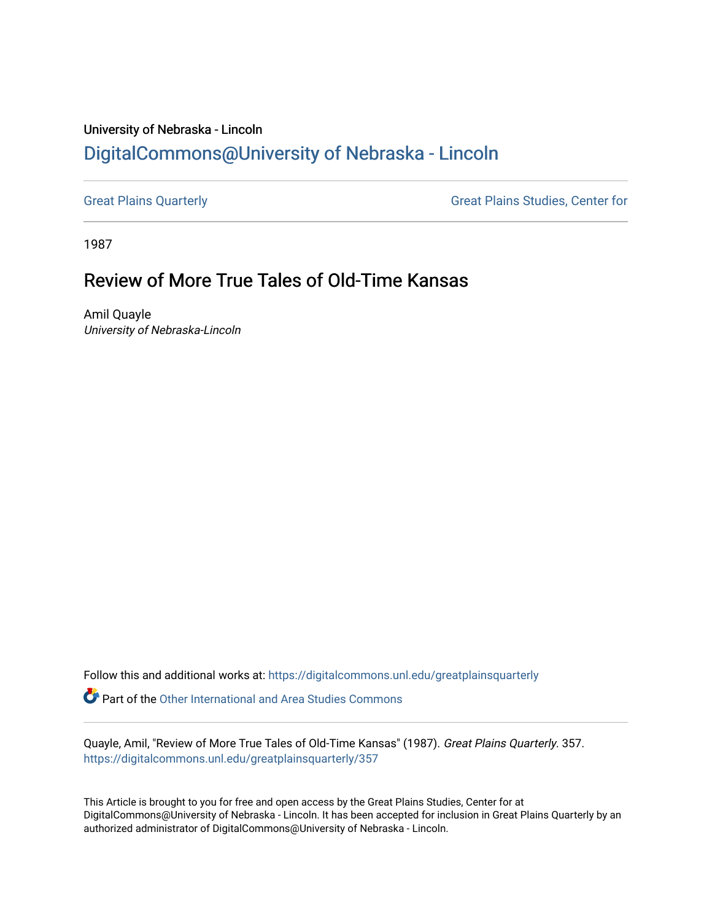University of Nebraska - Lincoln

## DigitalCommons@University of Nebraska - Lincoln

Great Plains Quarterly

Great Plains Studies, Center for

1987

# Review of More True Tales of Old-Time Kansas

Amil Quayle

*University of Nebraska-Lincoln*

Follow this and additional works at: https://digitalcommons.unl.edu/greatplainsquarterly

Part of the Other International and Area Studies Commons

Quayle, Amil, "Review of More True Tales of Old-Time Kansas" (1987). *Great Plains Quarterly*. 357.
https://digitalcommons.unl.edu/greatplainsquarterly/357

This Article is brought to you for free and open access by the Great Plains Studies, Center for at DigitalCommons@University of Nebraska - Lincoln. It has been accepted for inclusion in Great Plains Quarterly by an authorized administrator of DigitalCommons@University of Nebraska - Lincoln.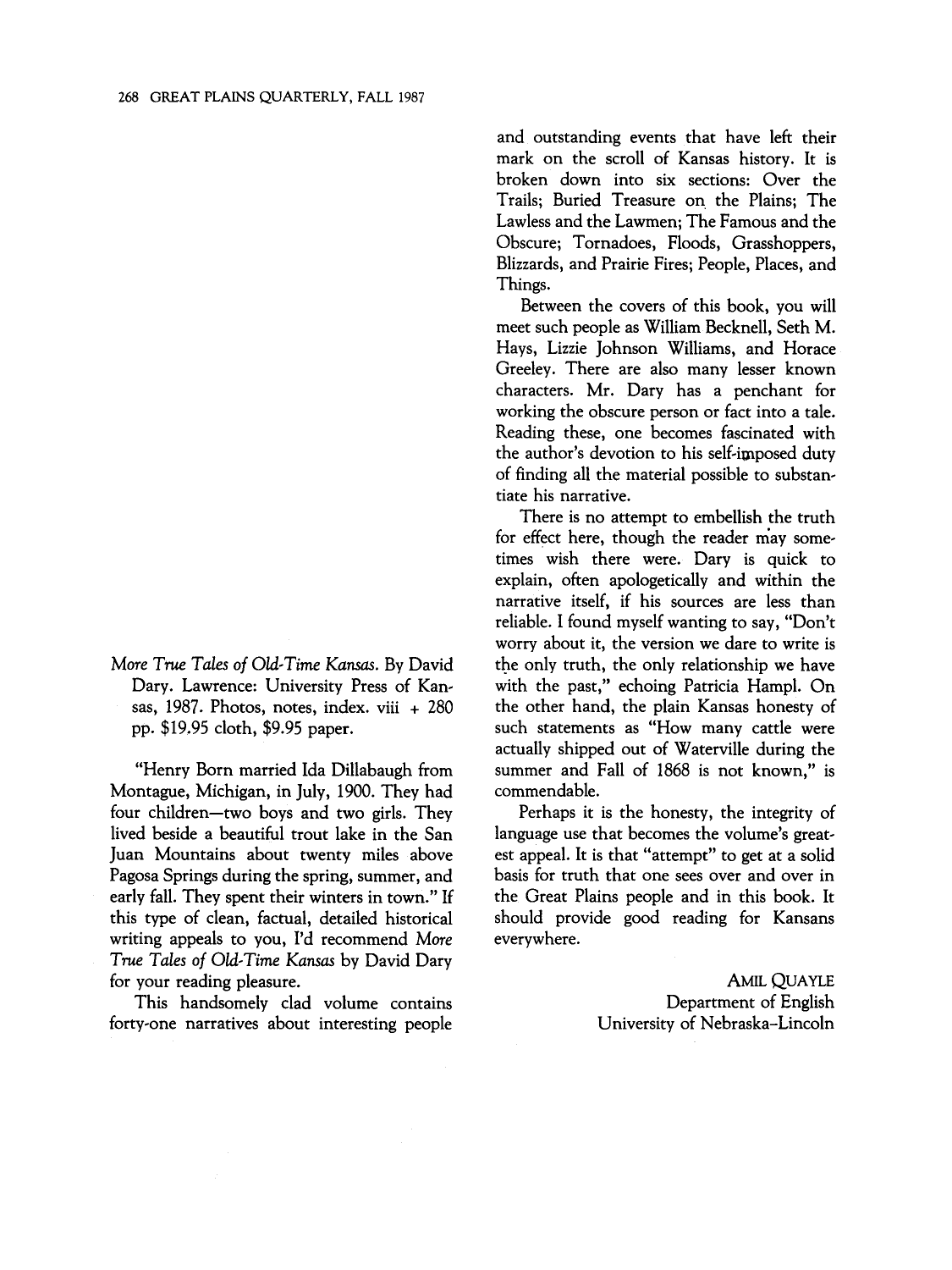*More True Tales of Old-Time Kansas*. By David Dary. Lawrence: University Press of Kansas, 1987. Photos, notes, index. viii + 280 pp. $19.95 cloth, $9.95 paper.

"Henry Born married Ida Dillabaugh from Montague, Michigan, in July, 1900. They had four children—two boys and two girls. They lived beside a beautiful trout lake in the San Juan Mountains about twenty miles above Pagosa Springs during the spring, summer, and early fall. They spent their winters in town." If this type of clean, factual, detailed historical writing appeals to you, I'd recommend *More True Tales of Old-Time Kansas* by David Dary for your reading pleasure.

This handsomely clad volume contains forty-one narratives about interesting people and outstanding events that have left their mark on the scroll of Kansas history. It is broken down into six sections: Over the Trails; Buried Treasure on the Plains; The Lawless and the Lawmen; The Famous and the Obscure; Tornadoes, Floods, Grasshoppers, Blizzards, and Prairie Fires; People, Places, and Things.

Between the covers of this book, you will meet such people as William Becknell, Seth M. Hays, Lizzie Johnson Williams, and Horace Greeley. There are also many lesser known characters. Mr. Dary has a penchant for working the obscure person or fact into a tale. Reading these, one becomes fascinated with the author's devotion to his self-imposed duty of finding all the material possible to substantiate his narrative.

There is no attempt to embellish the truth for effect here, though the reader may sometimes wish there were. Dary is quick to explain, often apologetically and within the narrative itself, if his sources are less than reliable. I found myself wanting to say, "Don't worry about it, the version we dare to write is the only truth, the only relationship we have with the past," echoing Patricia Hampl. On the other hand, the plain Kansas honesty of such statements as "How many cattle were actually shipped out of Waterville during the summer and Fall of 1868 is not known," is commendable.

Perhaps it is the honesty, the integrity of language use that becomes the volume's greatest appeal. It is that "attempt" to get at a solid basis for truth that one sees over and over in the Great Plains people and in this book. It should provide good reading for Kansans everywhere.

AMIL QUAYLE
Department of English
University of Nebraska-Lincoln